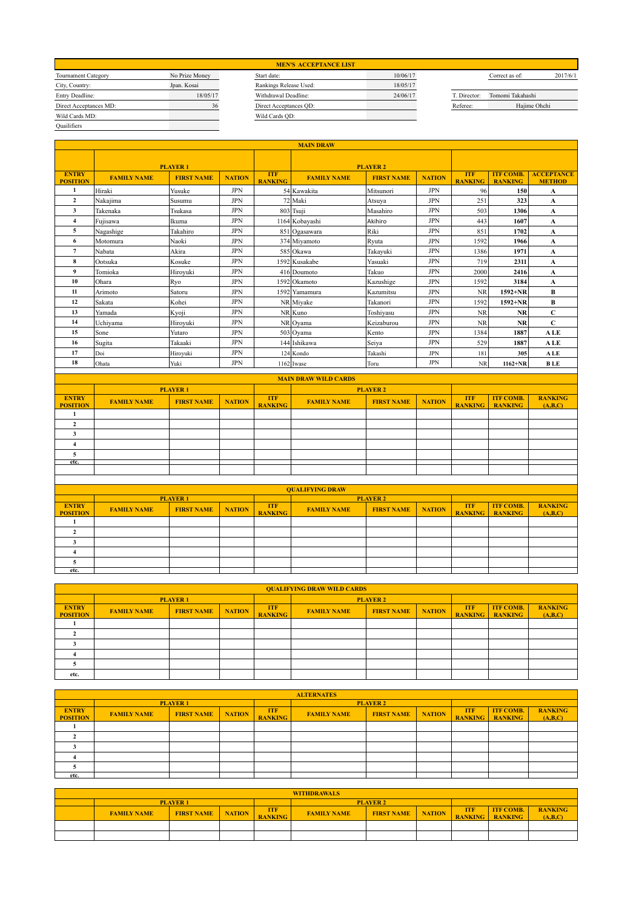# MEN'S ACCEPTANCE LIST

| | | | | | | |
|---|---|---|---|---|---|---|
| Tournament Category | No Prize Money | Start date: | 10/06/17 | | Correct as of: | 2017/6/1 |
| City, Country: | Jpan. Kosai | Rankings Release Used: | 18/05/17 | | | |
| Entry Deadline: | 18/05/17 | Withdrawal Deadline: | 24/06/17 | T. Director: | Tomomi Takahashi | |
| Direct Acceptances MD: | 36 | Direct Acceptances QD: | | Referee: | Hajime Ohchi | |
| Wild Cards MD: | | Wild Cards QD: | | | | |
| Quailifiers | | | | | | |

## MAIN DRAW

| | PLAYER 1 | | | | PLAYER 2 | | | | | |
|---|---|---|---|---|---|---|---|---|---|---|
| ENTRY POSITION | FAMILY NAME | FIRST NAME | NATION | ITF RANKING | FAMILY NAME | FIRST NAME | NATION | ITF RANKING | ITF COMB. RANKING | ACCEPTANCE METHOD |
| 1 | Hiraki | Yusuke | JPN | 54 | Kawakita | Mitsunori | JPN | 96 | **150** | **A** |
| 2 | Nakajima | Susumu | JPN | 72 | Maki | Atsuya | JPN | 251 | **323** | **A** |
| 3 | Takenaka | Tsukasa | JPN | 803 | Tsuji | Masahiro | JPN | 503 | **1306** | **A** |
| 4 | Fujisawa | Ikuma | JPN | 1164 | Kobayashi | Akihiro | JPN | 443 | **1607** | **A** |
| 5 | Nagashige | Takahiro | JPN | 851 | Ogasawara | Riki | JPN | 851 | **1702** | **A** |
| 6 | Motomura | Naoki | JPN | 374 | Miyamoto | Ryuta | JPN | 1592 | **1966** | **A** |
| 7 | Nabata | Akira | JPN | 585 | Okawa | Takayuki | JPN | 1386 | **1971** | **A** |
| 8 | Ootsuka | Kosuke | JPN | 1592 | Kusakabe | Yasuaki | JPN | 719 | **2311** | **A** |
| 9 | Tomioka | Hiroyuki | JPN | 416 | Doumoto | Takuo | JPN | 2000 | **2416** | **A** |
| 10 | Ohara | Ryo | JPN | 1592 | Okamoto | Kazushige | JPN | 1592 | **3184** | **A** |
| 11 | Arimoto | Satoru | JPN | 1592 | Yamamura | Kazumitsu | JPN | NR | **1592+NR** | **B** |
| 12 | Sakata | Kohei | JPN | NR | Miyake | Takanori | JPN | 1592 | **1592+NR** | **B** |
| 13 | Yamada | Kyoji | JPN | NR | Kuno | Toshiyasu | JPN | NR | **NR** | **C** |
| 14 | Uchiyama | Hiroyuki | JPN | NR | Oyama | Keizaburou | JPN | NR | **NR** | **C** |
| 15 | Sone | Yutaro | JPN | 503 | Oyama | Kento | JPN | 1384 | **1887** | **A LE** |
| 16 | Sugita | Takaaki | JPN | 144 | Ishikawa | Seiya | JPN | 529 | **1887** | **A LE** |
| 17 | Doi | Hiroyuki | JPN | 124 | Kondo | Takashi | JPN | 181 | **305** | **A LE** |
| 18 | Ohata | Yuki | JPN | 1162 | Iwase | Toru | JPN | NR | **1162+NR** | **B LE** |

## MAIN DRAW WILD CARDS

| | PLAYER 1 | | | | PLAYER 2 | | | | | |
|---|---|---|---|---|---|---|---|---|---|---|
| ENTRY POSITION | FAMILY NAME | FIRST NAME | NATION | ITF RANKING | FAMILY NAME | FIRST NAME | NATION | ITF RANKING | ITF COMB. RANKING | RANKING (A,B,C) |
| 1 | | | | | | | | | | |
| 2 | | | | | | | | | | |
| 3 | | | | | | | | | | |
| 4 | | | | | | | | | | |
| 5 | | | | | | | | | | |
| etc. | | | | | | | | | | |

## QUALIFYING DRAW

| | PLAYER 1 | | | | PLAYER 2 | | | | | |
|---|---|---|---|---|---|---|---|---|---|---|
| ENTRY POSITION | FAMILY NAME | FIRST NAME | NATION | ITF RANKING | FAMILY NAME | FIRST NAME | NATION | ITF RANKING | ITF COMB. RANKING | RANKING (A,B,C) |
| 1 | | | | | | | | | | |
| 2 | | | | | | | | | | |
| 3 | | | | | | | | | | |
| 4 | | | | | | | | | | |
| 5 | | | | | | | | | | |
| etc. | | | | | | | | | | |

## QUALIFYING DRAW WILD CARDS

| | PLAYER 1 | | | | PLAYER 2 | | | | | |
|---|---|---|---|---|---|---|---|---|---|---|
| ENTRY POSITION | FAMILY NAME | FIRST NAME | NATION | ITF RANKING | FAMILY NAME | FIRST NAME | NATION | ITF RANKING | ITF COMB. RANKING | RANKING (A,B,C) |
| 1 | | | | | | | | | | |
| 2 | | | | | | | | | | |
| 3 | | | | | | | | | | |
| 4 | | | | | | | | | | |
| 5 | | | | | | | | | | |
| etc. | | | | | | | | | | |

## ALTERNATES

| | PLAYER 1 | | | | PLAYER 2 | | | | | |
|---|---|---|---|---|---|---|---|---|---|---|
| ENTRY POSITION | FAMILY NAME | FIRST NAME | NATION | ITF RANKING | FAMILY NAME | FIRST NAME | NATION | ITF RANKING | ITF COMB. RANKING | RANKING (A,B,C) |
| 1 | | | | | | | | | | |
| 2 | | | | | | | | | | |
| 3 | | | | | | | | | | |
| 4 | | | | | | | | | | |
| 5 | | | | | | | | | | |
| etc. | | | | | | | | | | |

## WITHDRAWALS

| | PLAYER 1 | | | | PLAYER 2 | | | | | |
|---|---|---|---|---|---|---|---|---|---|---|
| | FAMILY NAME | FIRST NAME | NATION | ITF RANKING | FAMILY NAME | FIRST NAME | NATION | ITF RANKING | ITF COMB. RANKING | RANKING (A,B,C) |
| | | | | | | | | | | |
| | | | | | | | | | | |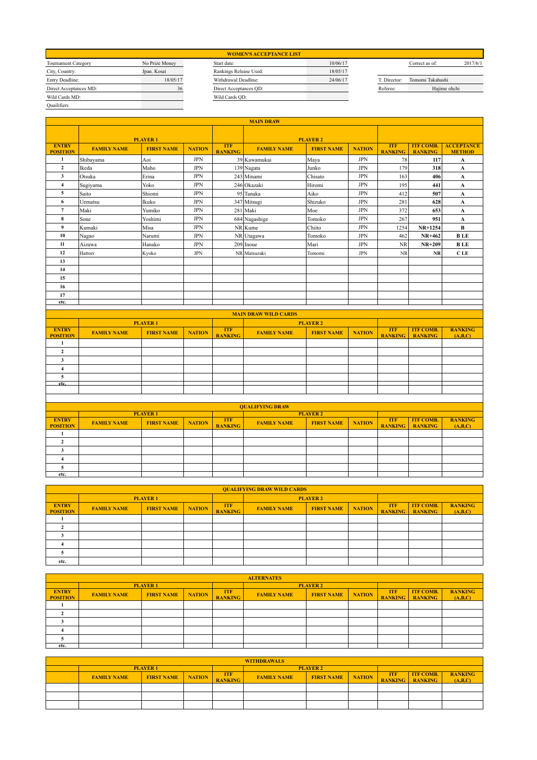## WOMEN'S ACCEPTANCE LIST

| | | | | | | |
|---|---|---|---|---|---|---|
| Tournament Category | No Prize Money | Start date: | 10/06/17 | | Correct as of: | 2017/6/1 |
| City, Country: | Jpan. Kosai | Rankings Release Used: | 18/05/17 | | | |
| Entry Deadline: | 18/05/17 | Withdrawal Deadline: | 24/06/17 | T. Director: | Tomomi Takahashi | |
| Direct Acceptances MD: | 36 | Direct Acceptances QD: | | Referee: | Hajime ohchi | |
| Wild Cards MD: | | Wild Cards QD: | | | | |
| Quailifiers | | | | | | |

### MAIN DRAW

| | PLAYER 1 | | | | PLAYER 2 | | | | | |
|---|---|---|---|---|---|---|---|---|---|---|
| ENTRY POSITION | FAMILY NAME | FIRST NAME | NATION | ITF RANKING | FAMILY NAME | FIRST NAME | NATION | ITF RANKING | ITF COMB. RANKING | ACCEPTANCE METHOD |
| 1 | Shibayama | Aoi | JPN | 39 | Kawamukai | Maya | JPN | 78 | 117 | A |
| 2 | Ikeda | Maho | JPN | 139 | Nagata | Junko | JPN | 179 | 318 | A |
| 3 | Otsuka | Erina | JPN | 243 | Minami | Chisato | JPN | 163 | 406 | A |
| 4 | Sugiyama | Yoko | JPN | 246 | Okazaki | Hiromi | JPN | 195 | 441 | A |
| 5 | Saito | Shiomi | JPN | 95 | Tanaka | Aiko | JPN | 412 | 507 | A |
| 6 | Uematsu | Ikuko | JPN | 347 | Mitsugi | Shizuko | JPN | 281 | 628 | A |
| 7 | Maki | Yumiko | JPN | 281 | Maki | Moe | JPN | 372 | 653 | A |
| 8 | Sone | Yoshimi | JPN | 684 | Nagashige | Tomoko | JPN | 267 | 951 | A |
| 9 | Kumaki | Misa | JPN | NR | Kume | Chiito | JPN | 1254 | NR+1254 | B |
| 10 | Nagao | Narumi | JPN | NR | Utagawa | Tomoko | JPN | 462 | NR+462 | B LE |
| 11 | Aizawa | Hanako | JPN | 209 | Inoue | Mari | JPN | NR | NR+209 | B LE |
| 12 | Hattori | Kyoko | JPN | NR | Matsuzaki | Tomomi | JPN | NR | NR | C LE |
| 13 | | | | | | | | | | |
| 14 | | | | | | | | | | |
| 15 | | | | | | | | | | |
| 16 | | | | | | | | | | |
| 17 | | | | | | | | | | |
| etc. | | | | | | | | | | |

### MAIN DRAW WILD CARDS

| | PLAYER 1 | | | | PLAYER 2 | | | | | |
|---|---|---|---|---|---|---|---|---|---|---|
| ENTRY POSITION | FAMILY NAME | FIRST NAME | NATION | ITF RANKING | FAMILY NAME | FIRST NAME | NATION | ITF RANKING | ITF COMB. RANKING | RANKING (A,B,C) |
| 1 | | | | | | | | | | |
| 2 | | | | | | | | | | |
| 3 | | | | | | | | | | |
| 4 | | | | | | | | | | |
| 5 | | | | | | | | | | |
| etc. | | | | | | | | | | |

### QUALIFYING DRAW

| | PLAYER 1 | | | | PLAYER 2 | | | | | |
|---|---|---|---|---|---|---|---|---|---|---|
| ENTRY POSITION | FAMILY NAME | FIRST NAME | NATION | ITF RANKING | FAMILY NAME | FIRST NAME | NATION | ITF RANKING | ITF COMB. RANKING | RANKING (A,B,C) |
| 1 | | | | | | | | | | |
| 2 | | | | | | | | | | |
| 3 | | | | | | | | | | |
| 4 | | | | | | | | | | |
| 5 | | | | | | | | | | |
| etc. | | | | | | | | | | |

### QUALIFYING DRAW WILD CARDS

| | PLAYER 1 | | | | PLAYER 2 | | | | | |
|---|---|---|---|---|---|---|---|---|---|---|
| ENTRY POSITION | FAMILY NAME | FIRST NAME | NATION | ITF RANKING | FAMILY NAME | FIRST NAME | NATION | ITF RANKING | ITF COMB. RANKING | RANKING (A,B,C) |
| 1 | | | | | | | | | | |
| 2 | | | | | | | | | | |
| 3 | | | | | | | | | | |
| 4 | | | | | | | | | | |
| 5 | | | | | | | | | | |
| etc. | | | | | | | | | | |

### ALTERNATES

| | PLAYER 1 | | | | PLAYER 2 | | | | | |
|---|---|---|---|---|---|---|---|---|---|---|
| ENTRY POSITION | FAMILY NAME | FIRST NAME | NATION | ITF RANKING | FAMILY NAME | FIRST NAME | NATION | ITF RANKING | ITF COMB. RANKING | RANKING (A,B,C) |
| 1 | | | | | | | | | | |
| 2 | | | | | | | | | | |
| 3 | | | | | | | | | | |
| 4 | | | | | | | | | | |
| 5 | | | | | | | | | | |
| etc. | | | | | | | | | | |

### WITHDRAWALS

| | PLAYER 1 | | | | PLAYER 2 | | | | | |
|---|---|---|---|---|---|---|---|---|---|---|
| | FAMILY NAME | FIRST NAME | NATION | ITF RANKING | FAMILY NAME | FIRST NAME | NATION | ITF RANKING | ITF COMB. RANKING | RANKING (A,B,C) |
| | | | | | | | | | | |
| | | | | | | | | | | |
| | | | | | | | | | | |